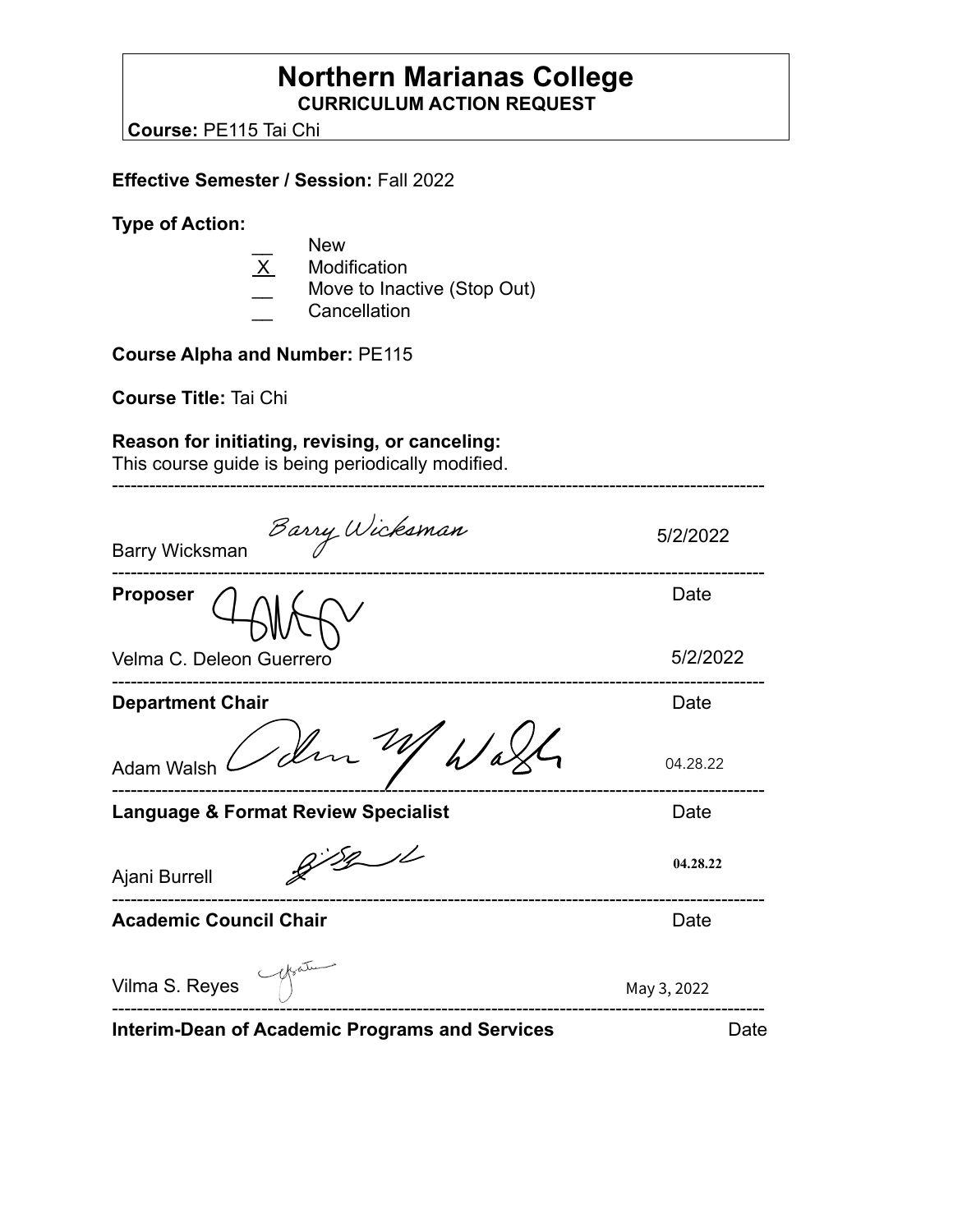# Northern Marianas College

**CURRICULUM ACTION REQUEST**

**Course:** PE115 Tai Chi

**Effective Semester / Session:** Fall 2022

**Type of Action:**

- __ New
- X Modification
- __ Move to Inactive (Stop Out)
- __ Cancellation

**Course Alpha and Number:** PE115

**Course Title:** Tai Chi

**Reason for initiating, revising, or canceling:**
This course guide is being periodically modified.

---

Barry Wicksman — 5/2/2022

---

**Proposer** — Date

Velma C. Deleon Guerrero — 5/2/2022

---

**Department Chair** — Date

Adam Walsh — 04.28.22

---

**Language & Format Review Specialist** — Date

Ajani Burrell — 04.28.22

---

**Academic Council Chair** — Date

Vilma S. Reyes — May 3, 2022

---

**Interim-Dean of Academic Programs and Services** — Date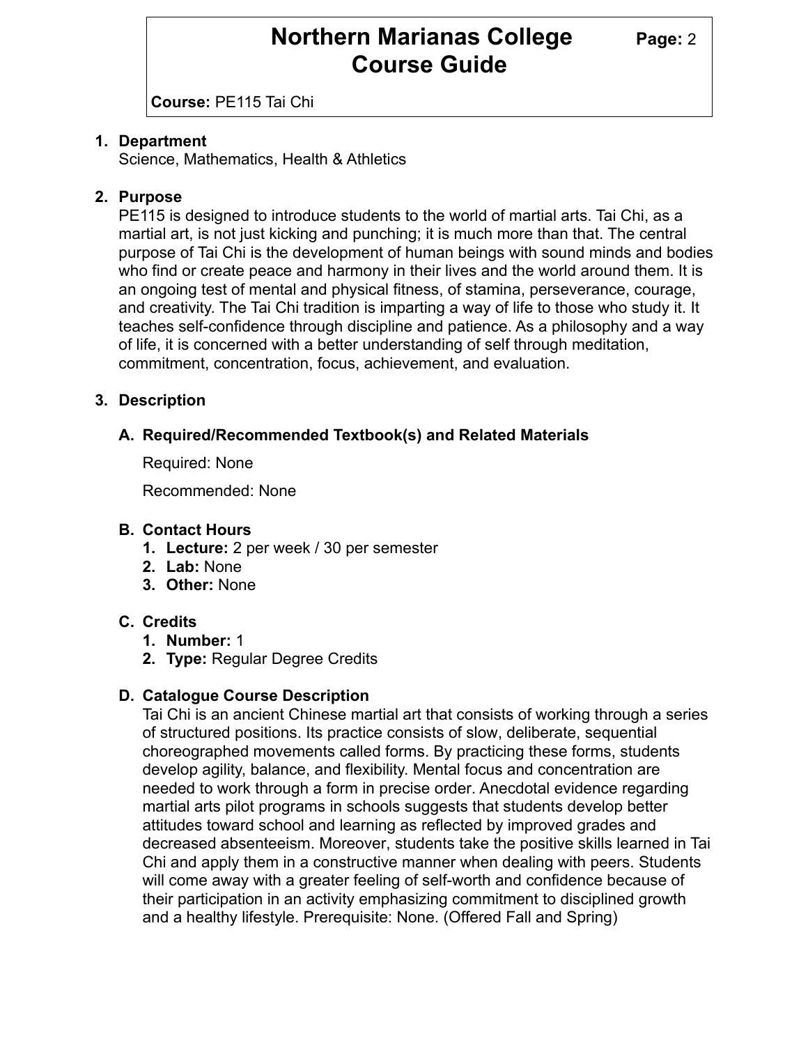# Northern Marianas College Course Guide

**Course:** PE115 Tai Chi

1. **Department**
   Science, Mathematics, Health & Athletics

2. **Purpose**
   PE115 is designed to introduce students to the world of martial arts. Tai Chi, as a martial art, is not just kicking and punching; it is much more than that. The central purpose of Tai Chi is the development of human beings with sound minds and bodies who find or create peace and harmony in their lives and the world around them. It is an ongoing test of mental and physical fitness, of stamina, perseverance, courage, and creativity. The Tai Chi tradition is imparting a way of life to those who study it. It teaches self-confidence through discipline and patience. As a philosophy and a way of life, it is concerned with a better understanding of self through meditation, commitment, concentration, focus, achievement, and evaluation.

3. **Description**

   **A. Required/Recommended Textbook(s) and Related Materials**

   Required: None

   Recommended: None

   **B. Contact Hours**
   1. **Lecture:** 2 per week / 30 per semester
   2. **Lab:** None
   3. **Other:** None

   **C. Credits**
   1. **Number:** 1
   2. **Type:** Regular Degree Credits

   **D. Catalogue Course Description**
   Tai Chi is an ancient Chinese martial art that consists of working through a series of structured positions. Its practice consists of slow, deliberate, sequential choreographed movements called forms. By practicing these forms, students develop agility, balance, and flexibility. Mental focus and concentration are needed to work through a form in precise order. Anecdotal evidence regarding martial arts pilot programs in schools suggests that students develop better attitudes toward school and learning as reflected by improved grades and decreased absenteeism. Moreover, students take the positive skills learned in Tai Chi and apply them in a constructive manner when dealing with peers. Students will come away with a greater feeling of self-worth and confidence because of their participation in an activity emphasizing commitment to disciplined growth and a healthy lifestyle. Prerequisite: None. (Offered Fall and Spring)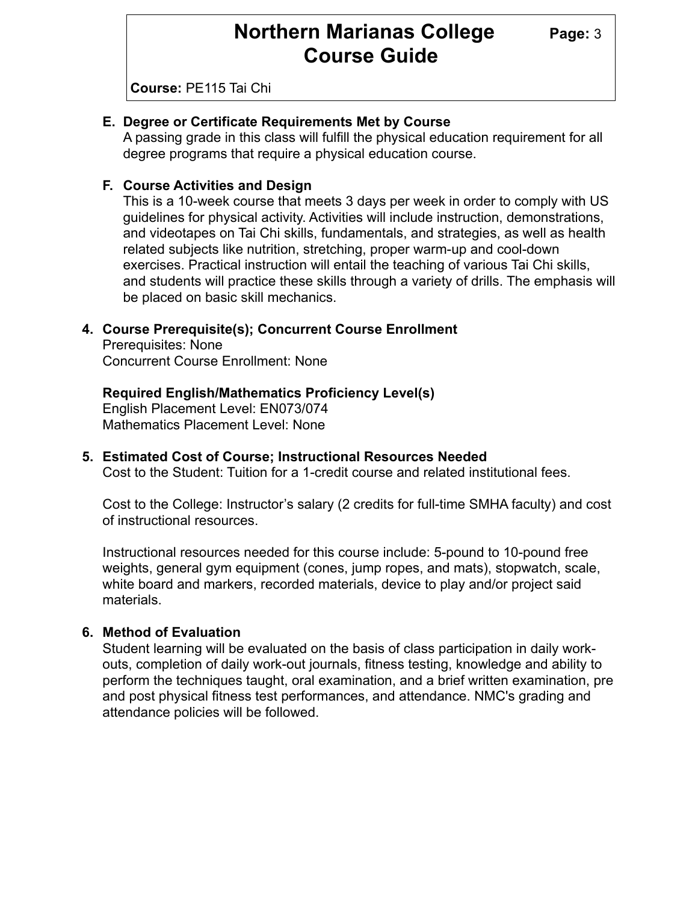**Course:** PE115 Tai Chi

**E. Degree or Certificate Requirements Met by Course**

A passing grade in this class will fulfill the physical education requirement for all degree programs that require a physical education course.

**F. Course Activities and Design**

This is a 10-week course that meets 3 days per week in order to comply with US guidelines for physical activity. Activities will include instruction, demonstrations, and videotapes on Tai Chi skills, fundamentals, and strategies, as well as health related subjects like nutrition, stretching, proper warm-up and cool-down exercises. Practical instruction will entail the teaching of various Tai Chi skills, and students will practice these skills through a variety of drills. The emphasis will be placed on basic skill mechanics.

**4. Course Prerequisite(s); Concurrent Course Enrollment**

Prerequisites: None
Concurrent Course Enrollment: None

**Required English/Mathematics Proficiency Level(s)**

English Placement Level: EN073/074
Mathematics Placement Level: None

**5. Estimated Cost of Course; Instructional Resources Needed**

Cost to the Student: Tuition for a 1-credit course and related institutional fees.

Cost to the College: Instructor's salary (2 credits for full-time SMHA faculty) and cost of instructional resources.

Instructional resources needed for this course include: 5-pound to 10-pound free weights, general gym equipment (cones, jump ropes, and mats), stopwatch, scale, white board and markers, recorded materials, device to play and/or project said materials.

**6. Method of Evaluation**

Student learning will be evaluated on the basis of class participation in daily work-outs, completion of daily work-out journals, fitness testing, knowledge and ability to perform the techniques taught, oral examination, and a brief written examination, pre and post physical fitness test performances, and attendance. NMC's grading and attendance policies will be followed.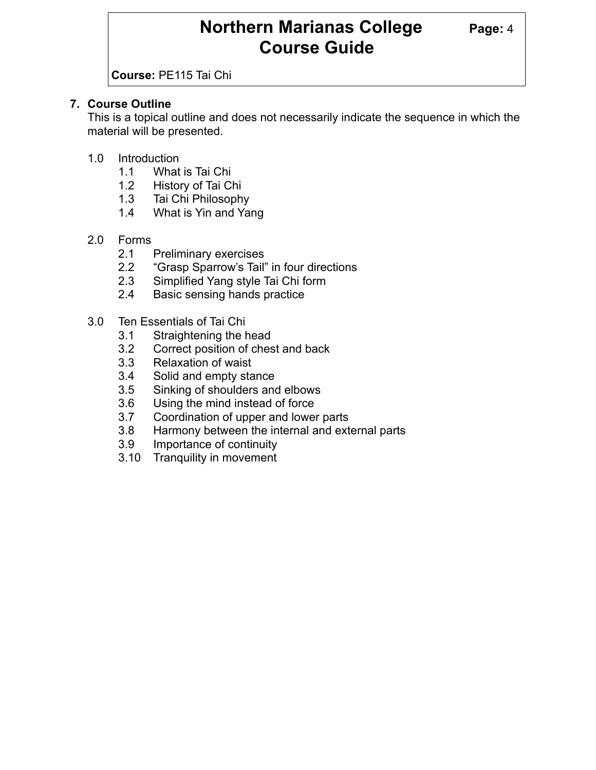## 7. Course Outline

This is a topical outline and does not necessarily indicate the sequence in which the material will be presented.

1.0 Introduction
- 1.1 What is Tai Chi
- 1.2 History of Tai Chi
- 1.3 Tai Chi Philosophy
- 1.4 What is Yin and Yang

2.0 Forms
- 2.1 Preliminary exercises
- 2.2 “Grasp Sparrow’s Tail” in four directions
- 2.3 Simplified Yang style Tai Chi form
- 2.4 Basic sensing hands practice

3.0 Ten Essentials of Tai Chi
- 3.1 Straightening the head
- 3.2 Correct position of chest and back
- 3.3 Relaxation of waist
- 3.4 Solid and empty stance
- 3.5 Sinking of shoulders and elbows
- 3.6 Using the mind instead of force
- 3.7 Coordination of upper and lower parts
- 3.8 Harmony between the internal and external parts
- 3.9 Importance of continuity
- 3.10 Tranquility in movement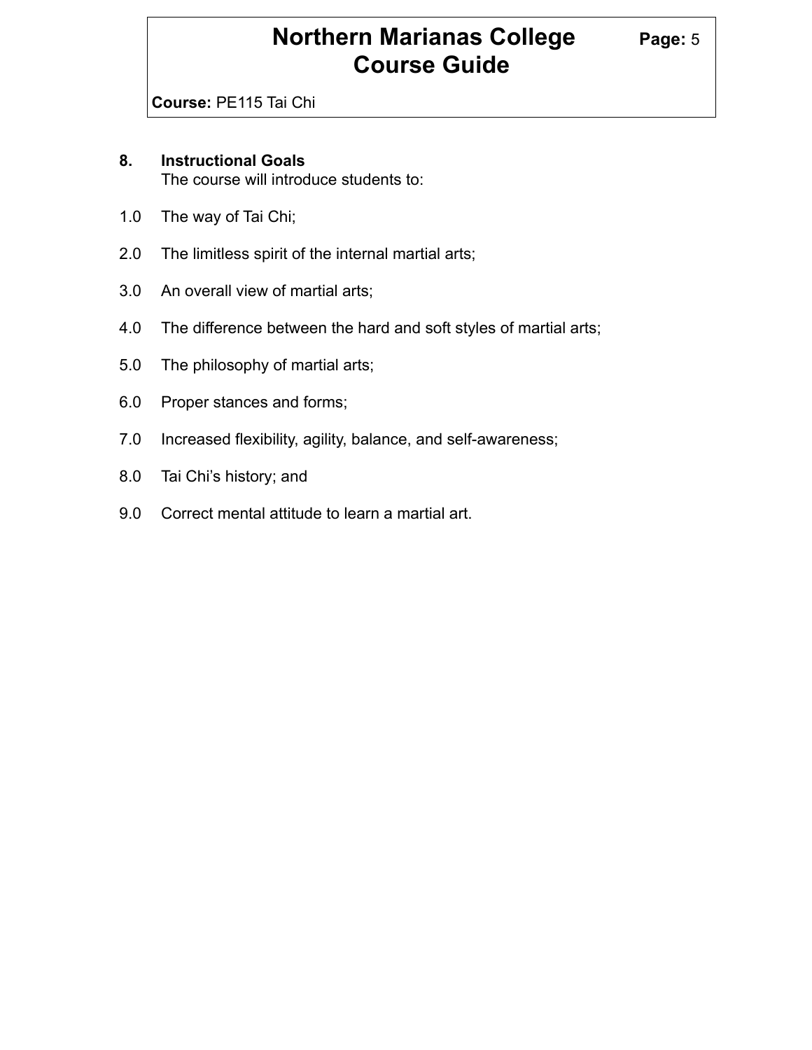## 8. Instructional Goals

The course will introduce students to:

1.0 The way of Tai Chi;

2.0 The limitless spirit of the internal martial arts;

3.0 An overall view of martial arts;

4.0 The difference between the hard and soft styles of martial arts;

5.0 The philosophy of martial arts;

6.0 Proper stances and forms;

7.0 Increased flexibility, agility, balance, and self-awareness;

8.0 Tai Chi's history; and

9.0 Correct mental attitude to learn a martial art.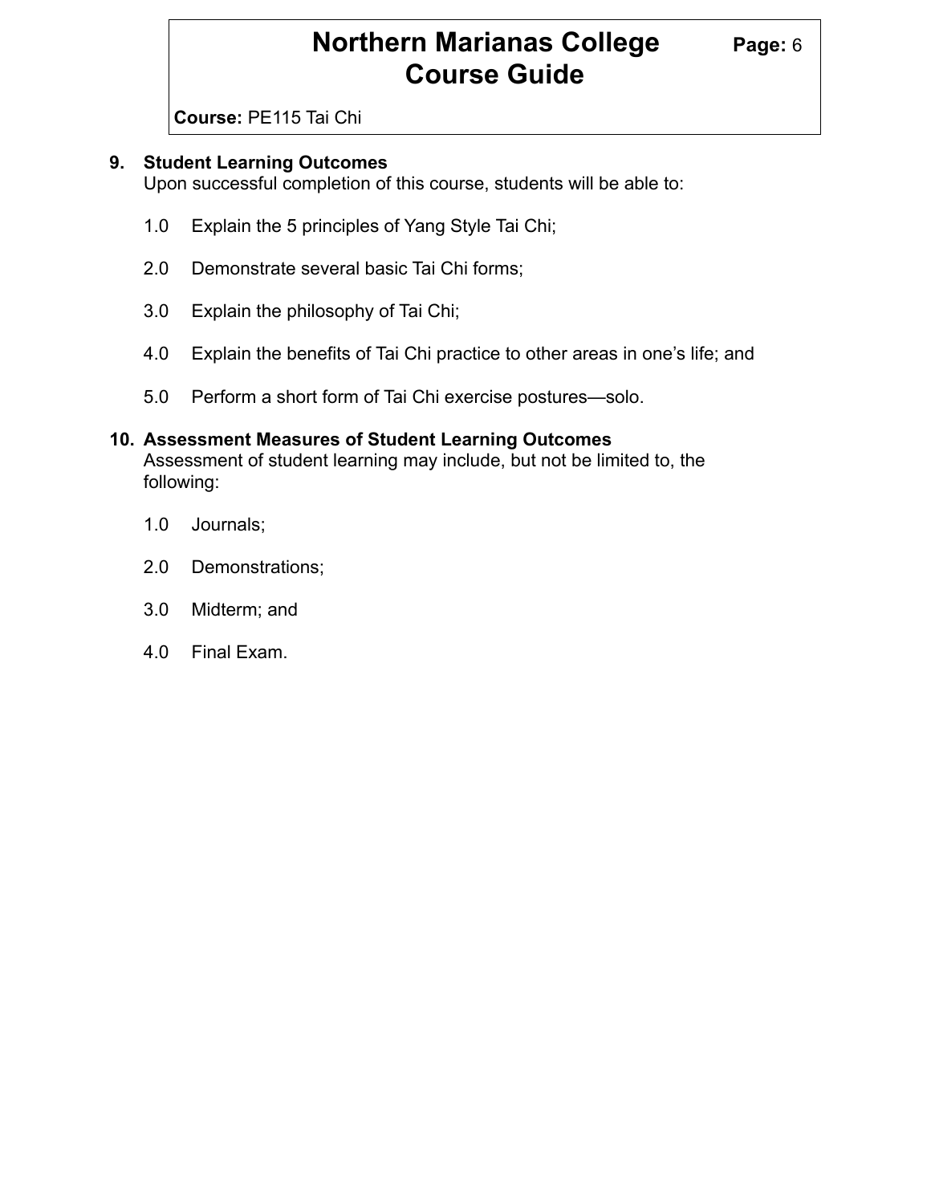9. **Student Learning Outcomes**
   Upon successful completion of this course, students will be able to:

   1.0 Explain the 5 principles of Yang Style Tai Chi;

   2.0 Demonstrate several basic Tai Chi forms;

   3.0 Explain the philosophy of Tai Chi;

   4.0 Explain the benefits of Tai Chi practice to other areas in one's life; and

   5.0 Perform a short form of Tai Chi exercise postures—solo.

10. **Assessment Measures of Student Learning Outcomes**
    Assessment of student learning may include, but not be limited to, the following:

    1.0 Journals;

    2.0 Demonstrations;

    3.0 Midterm; and

    4.0 Final Exam.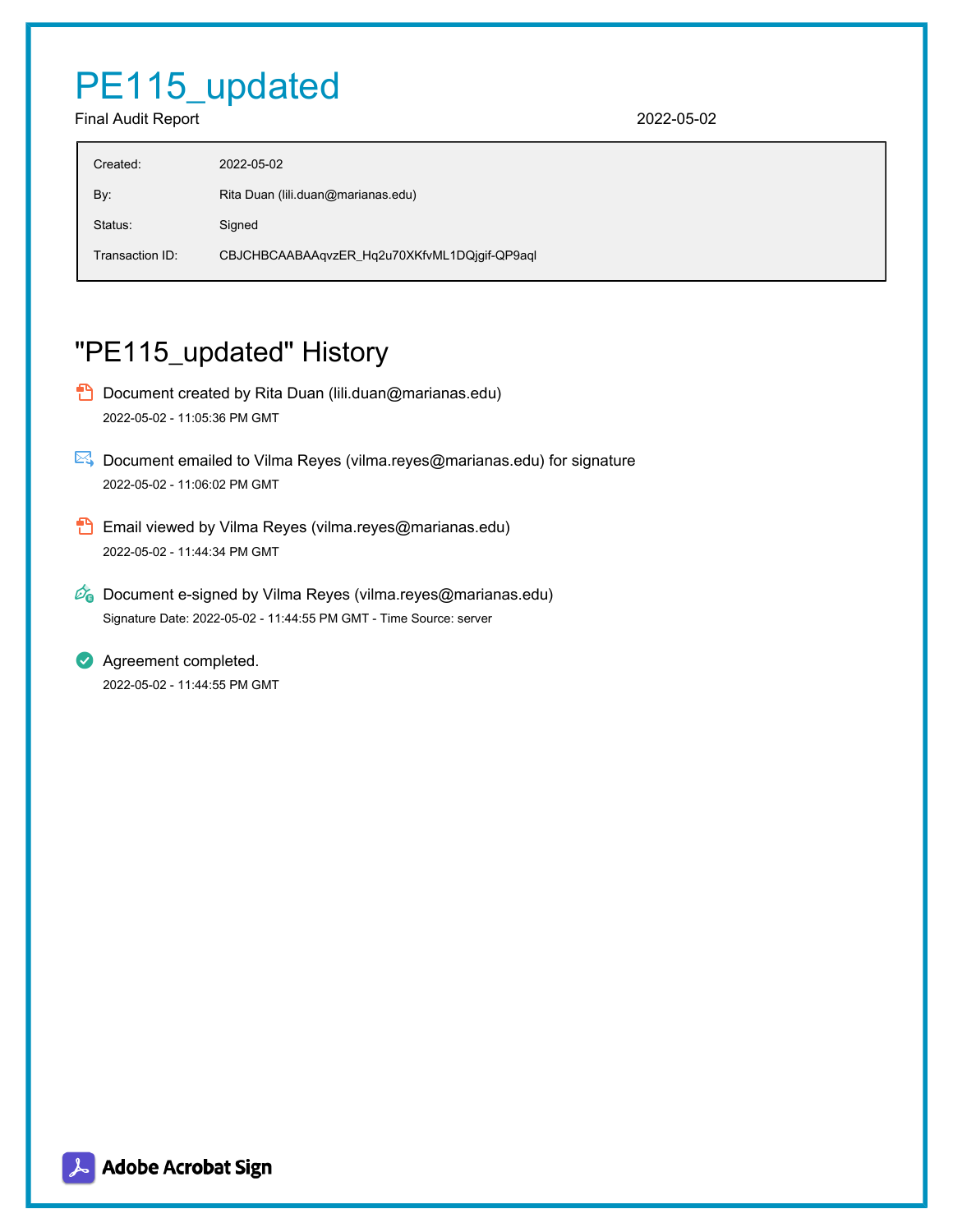# PE115_updated

Final Audit Report 2022-05-02

| | |
|---|---|
| Created: | 2022-05-02 |
| By: | Rita Duan (lili.duan@marianas.edu) |
| Status: | Signed |
| Transaction ID: | CBJCHBCAABAAqvzER_Hq2u70XKfvML1DQjgif-QP9aql |

## "PE115_updated" History

- Document created by Rita Duan (lili.duan@marianas.edu)
  2022-05-02 - 11:05:36 PM GMT

- Document emailed to Vilma Reyes (vilma.reyes@marianas.edu) for signature
  2022-05-02 - 11:06:02 PM GMT

- Email viewed by Vilma Reyes (vilma.reyes@marianas.edu)
  2022-05-02 - 11:44:34 PM GMT

- Document e-signed by Vilma Reyes (vilma.reyes@marianas.edu)
  Signature Date: 2022-05-02 - 11:44:55 PM GMT - Time Source: server

- Agreement completed.
  2022-05-02 - 11:44:55 PM GMT

Adobe Acrobat Sign